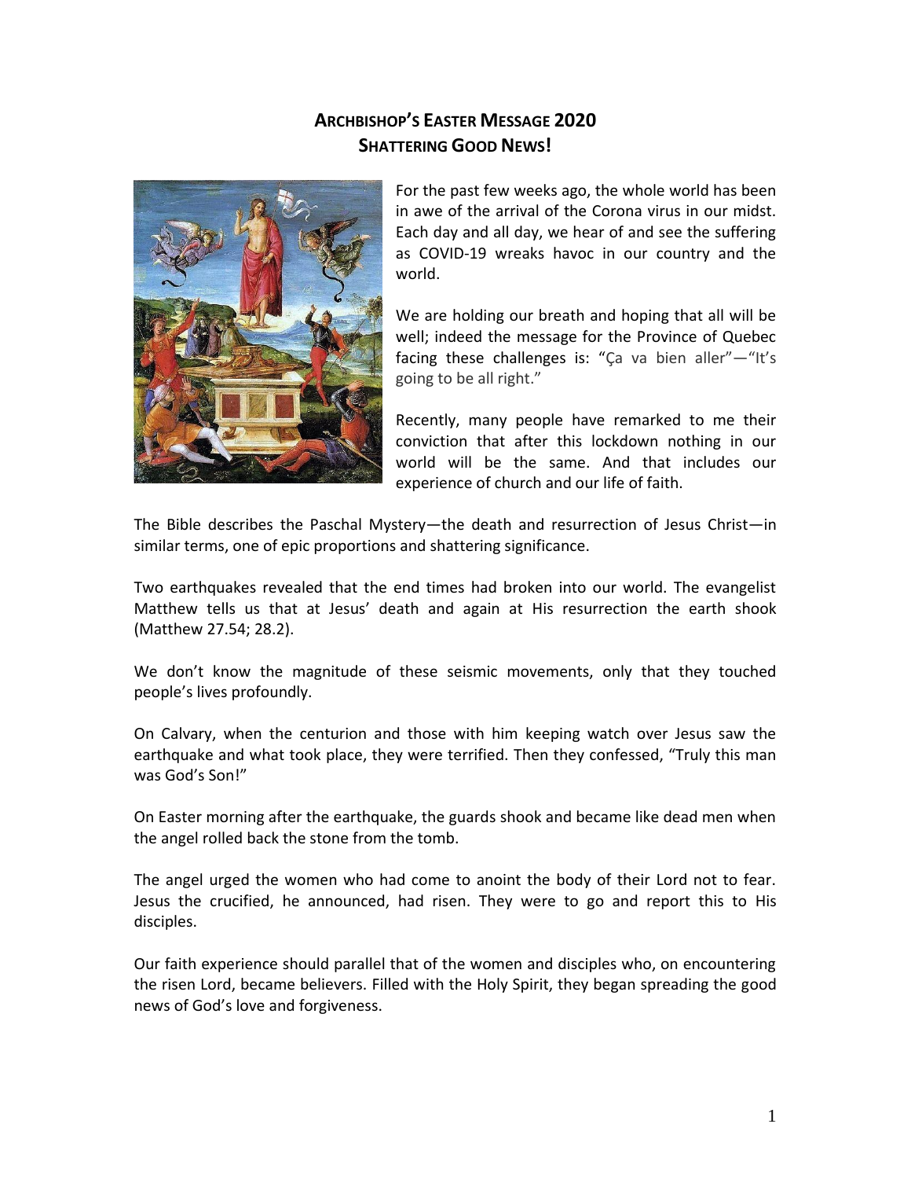# Archbishop's Easter Message 2020
## Shattering Good News!

For the past few weeks ago, the whole world has been in awe of the arrival of the Corona virus in our midst. Each day and all day, we hear of and see the suffering as COVID-19 wreaks havoc in our country and the world.

We are holding our breath and hoping that all will be well; indeed the message for the Province of Quebec facing these challenges is: "Ça va bien aller"—"It's going to be all right."

Recently, many people have remarked to me their conviction that after this lockdown nothing in our world will be the same. And that includes our experience of church and our life of faith.

The Bible describes the Paschal Mystery—the death and resurrection of Jesus Christ—in similar terms, one of epic proportions and shattering significance.

Two earthquakes revealed that the end times had broken into our world. The evangelist Matthew tells us that at Jesus' death and again at His resurrection the earth shook (Matthew 27.54; 28.2).

We don't know the magnitude of these seismic movements, only that they touched people's lives profoundly.

On Calvary, when the centurion and those with him keeping watch over Jesus saw the earthquake and what took place, they were terrified. Then they confessed, "Truly this man was God's Son!"

On Easter morning after the earthquake, the guards shook and became like dead men when the angel rolled back the stone from the tomb.

The angel urged the women who had come to anoint the body of their Lord not to fear. Jesus the crucified, he announced, had risen. They were to go and report this to His disciples.

Our faith experience should parallel that of the women and disciples who, on encountering the risen Lord, became believers. Filled with the Holy Spirit, they began spreading the good news of God's love and forgiveness.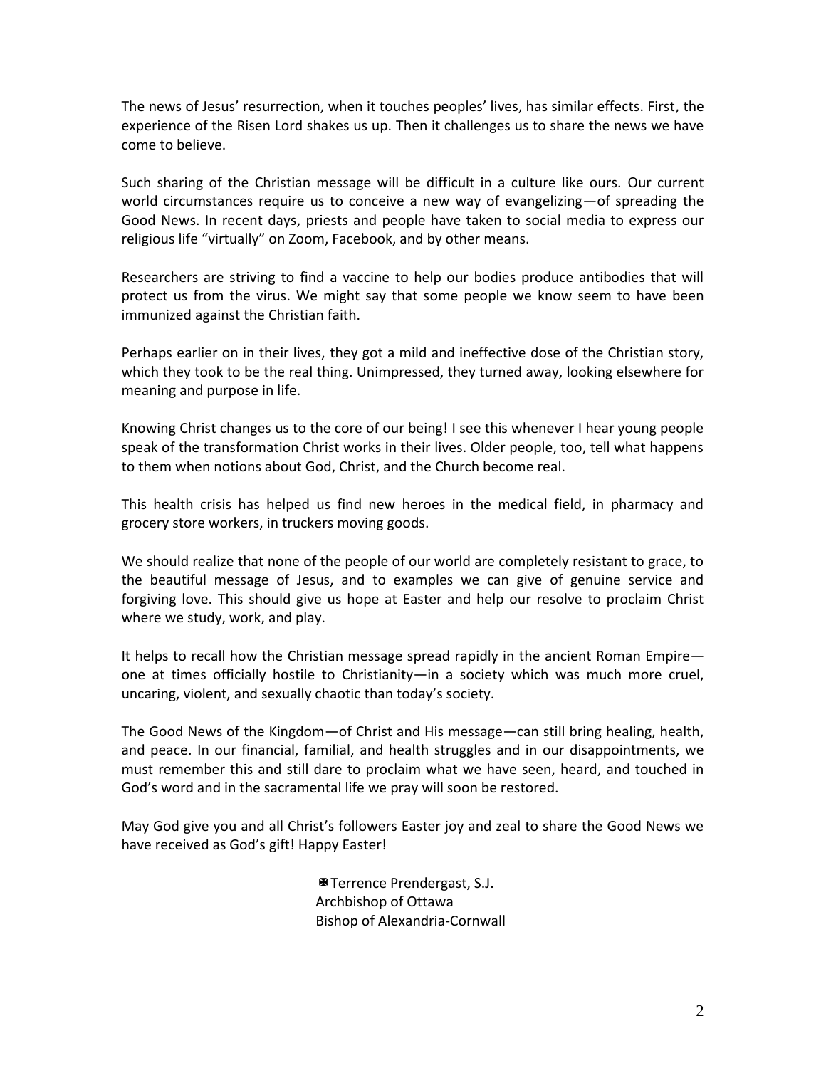The news of Jesus' resurrection, when it touches peoples' lives, has similar effects. First, the experience of the Risen Lord shakes us up. Then it challenges us to share the news we have come to believe.

Such sharing of the Christian message will be difficult in a culture like ours. Our current world circumstances require us to conceive a new way of evangelizing—of spreading the Good News. In recent days, priests and people have taken to social media to express our religious life "virtually" on Zoom, Facebook, and by other means.

Researchers are striving to find a vaccine to help our bodies produce antibodies that will protect us from the virus. We might say that some people we know seem to have been immunized against the Christian faith.

Perhaps earlier on in their lives, they got a mild and ineffective dose of the Christian story, which they took to be the real thing. Unimpressed, they turned away, looking elsewhere for meaning and purpose in life.

Knowing Christ changes us to the core of our being! I see this whenever I hear young people speak of the transformation Christ works in their lives. Older people, too, tell what happens to them when notions about God, Christ, and the Church become real.

This health crisis has helped us find new heroes in the medical field, in pharmacy and grocery store workers, in truckers moving goods.

We should realize that none of the people of our world are completely resistant to grace, to the beautiful message of Jesus, and to examples we can give of genuine service and forgiving love. This should give us hope at Easter and help our resolve to proclaim Christ where we study, work, and play.

It helps to recall how the Christian message spread rapidly in the ancient Roman Empire—one at times officially hostile to Christianity—in a society which was much more cruel, uncaring, violent, and sexually chaotic than today's society.

The Good News of the Kingdom—of Christ and His message—can still bring healing, health, and peace. In our financial, familial, and health struggles and in our disappointments, we must remember this and still dare to proclaim what we have seen, heard, and touched in God's word and in the sacramental life we pray will soon be restored.

May God give you and all Christ's followers Easter joy and zeal to share the Good News we have received as God's gift! Happy Easter!

✠Terrence Prendergast, S.J.
Archbishop of Ottawa
Bishop of Alexandria-Cornwall